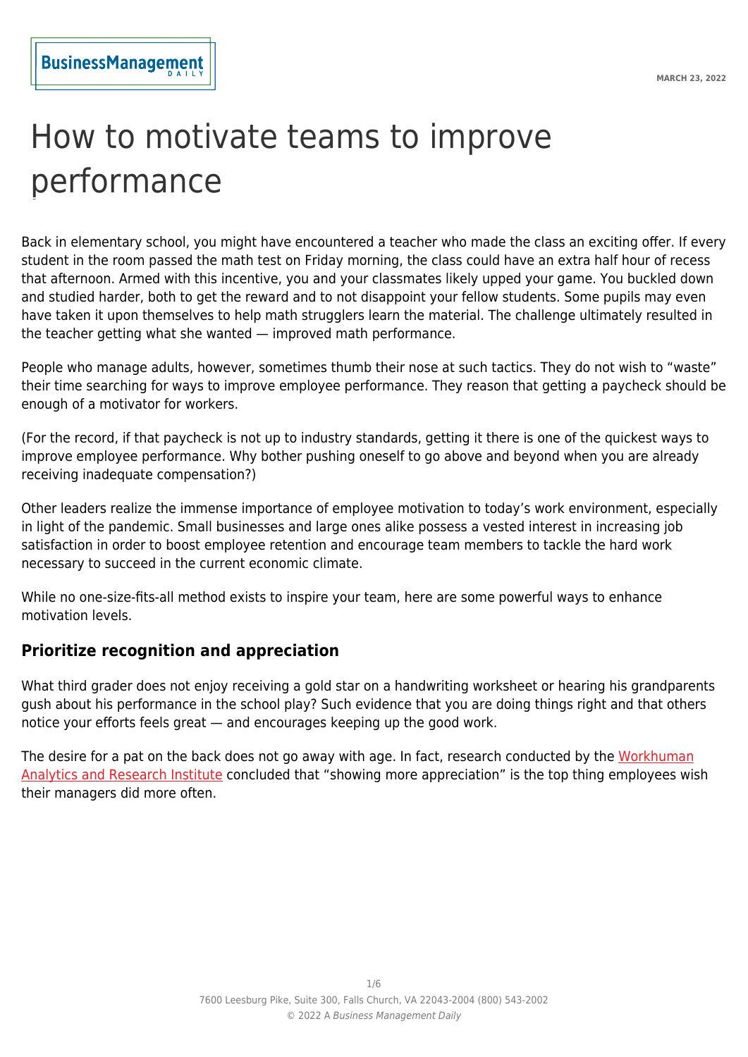# How to motivate teams to improve performance

Back in elementary school, you might have encountered a teacher who made the class an exciting offer. If every student in the room passed the math test on Friday morning, the class could have an extra half hour of recess that afternoon. Armed with this incentive, you and your classmates likely upped your game. You buckled down and studied harder, both to get the reward and to not disappoint your fellow students. Some pupils may even have taken it upon themselves to help math strugglers learn the material. The challenge ultimately resulted in the teacher getting what she wanted — improved math performance.

People who manage adults, however, sometimes thumb their nose at such tactics. They do not wish to "waste" their time searching for ways to improve employee performance. They reason that getting a paycheck should be enough of a motivator for workers.

(For the record, if that paycheck is not up to industry standards, getting it there is one of the quickest ways to improve employee performance. Why bother pushing oneself to go above and beyond when you are already receiving inadequate compensation?)

Other leaders realize the immense importance of employee motivation to today's work environment, especially in light of the pandemic. Small businesses and large ones alike possess a vested interest in increasing job satisfaction in order to boost employee retention and encourage team members to tackle the hard work necessary to succeed in the current economic climate.

While no one-size-fits-all method exists to inspire your team, here are some powerful ways to enhance motivation levels.

## Prioritize recognition and appreciation

What third grader does not enjoy receiving a gold star on a handwriting worksheet or hearing his grandparents gush about his performance in the school play? Such evidence that you are doing things right and that others notice your efforts feels great — and encourages keeping up the good work.

The desire for a pat on the back does not go away with age. In fact, research conducted by the Workhuman Analytics and Research Institute concluded that "showing more appreciation" is the top thing employees wish their managers did more often.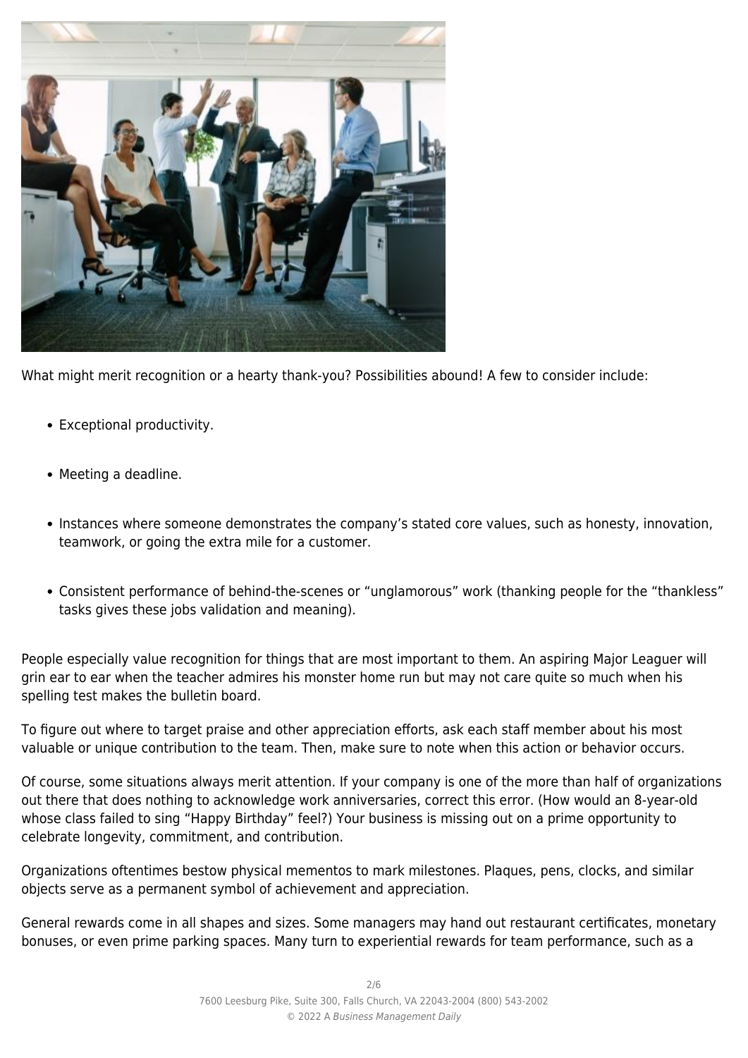What might merit recognition or a hearty thank-you? Possibilities abound! A few to consider include:

- Exceptional productivity.
- Meeting a deadline.
- Instances where someone demonstrates the company's stated core values, such as honesty, innovation, teamwork, or going the extra mile for a customer.
- Consistent performance of behind-the-scenes or "unglamorous" work (thanking people for the "thankless" tasks gives these jobs validation and meaning).

People especially value recognition for things that are most important to them. An aspiring Major Leaguer will grin ear to ear when the teacher admires his monster home run but may not care quite so much when his spelling test makes the bulletin board.

To figure out where to target praise and other appreciation efforts, ask each staff member about his most valuable or unique contribution to the team. Then, make sure to note when this action or behavior occurs.

Of course, some situations always merit attention. If your company is one of the more than half of organizations out there that does nothing to acknowledge work anniversaries, correct this error. (How would an 8-year-old whose class failed to sing "Happy Birthday" feel?) Your business is missing out on a prime opportunity to celebrate longevity, commitment, and contribution.

Organizations oftentimes bestow physical mementos to mark milestones. Plaques, pens, clocks, and similar objects serve as a permanent symbol of achievement and appreciation.

General rewards come in all shapes and sizes. Some managers may hand out restaurant certificates, monetary bonuses, or even prime parking spaces. Many turn to experiential rewards for team performance, such as a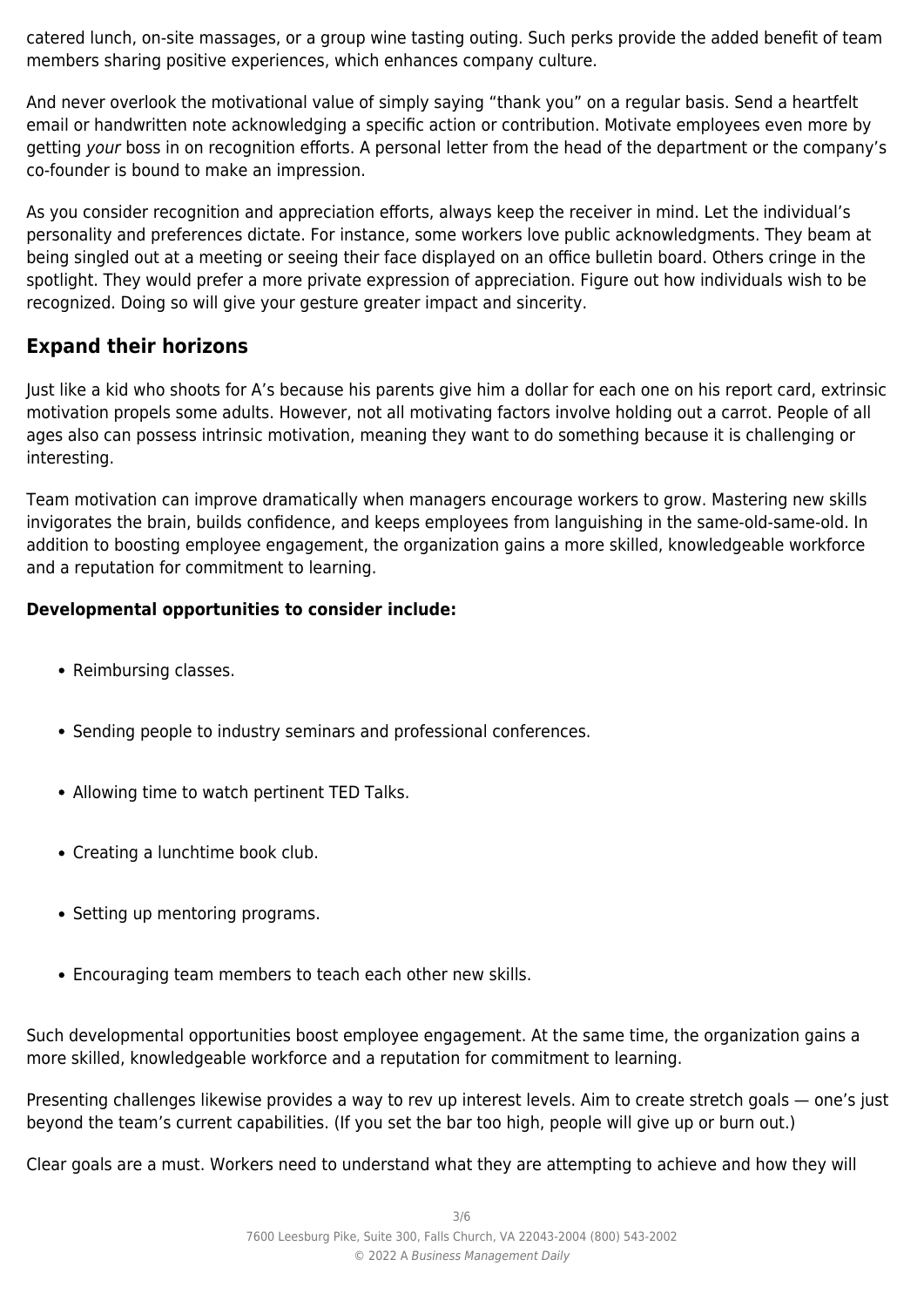catered lunch, on-site massages, or a group wine tasting outing. Such perks provide the added benefit of team members sharing positive experiences, which enhances company culture.

And never overlook the motivational value of simply saying "thank you" on a regular basis. Send a heartfelt email or handwritten note acknowledging a specific action or contribution. Motivate employees even more by getting *your* boss in on recognition efforts. A personal letter from the head of the department or the company's co-founder is bound to make an impression.

As you consider recognition and appreciation efforts, always keep the receiver in mind. Let the individual's personality and preferences dictate. For instance, some workers love public acknowledgments. They beam at being singled out at a meeting or seeing their face displayed on an office bulletin board. Others cringe in the spotlight. They would prefer a more private expression of appreciation. Figure out how individuals wish to be recognized. Doing so will give your gesture greater impact and sincerity.

## Expand their horizons

Just like a kid who shoots for A's because his parents give him a dollar for each one on his report card, extrinsic motivation propels some adults. However, not all motivating factors involve holding out a carrot. People of all ages also can possess intrinsic motivation, meaning they want to do something because it is challenging or interesting.

Team motivation can improve dramatically when managers encourage workers to grow. Mastering new skills invigorates the brain, builds confidence, and keeps employees from languishing in the same-old-same-old. In addition to boosting employee engagement, the organization gains a more skilled, knowledgeable workforce and a reputation for commitment to learning.

**Developmental opportunities to consider include:**

- Reimbursing classes.
- Sending people to industry seminars and professional conferences.
- Allowing time to watch pertinent TED Talks.
- Creating a lunchtime book club.
- Setting up mentoring programs.
- Encouraging team members to teach each other new skills.

Such developmental opportunities boost employee engagement. At the same time, the organization gains a more skilled, knowledgeable workforce and a reputation for commitment to learning.

Presenting challenges likewise provides a way to rev up interest levels. Aim to create stretch goals — one's just beyond the team's current capabilities. (If you set the bar too high, people will give up or burn out.)

Clear goals are a must. Workers need to understand what they are attempting to achieve and how they will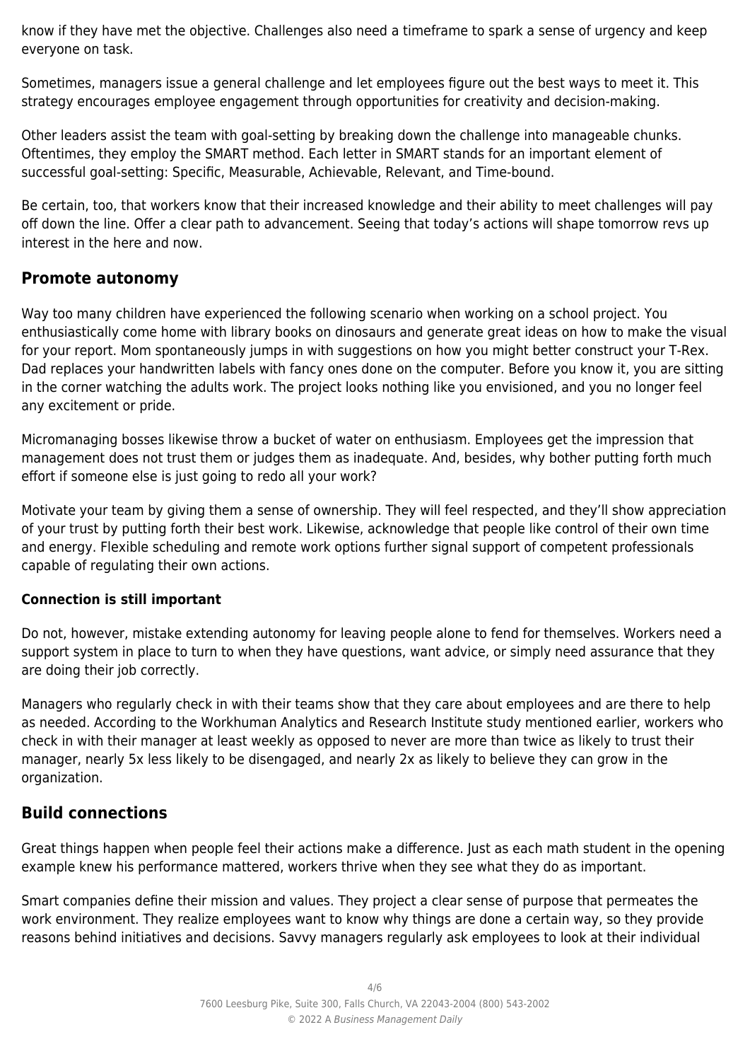know if they have met the objective. Challenges also need a timeframe to spark a sense of urgency and keep everyone on task.

Sometimes, managers issue a general challenge and let employees figure out the best ways to meet it. This strategy encourages employee engagement through opportunities for creativity and decision-making.

Other leaders assist the team with goal-setting by breaking down the challenge into manageable chunks. Oftentimes, they employ the SMART method. Each letter in SMART stands for an important element of successful goal-setting: Specific, Measurable, Achievable, Relevant, and Time-bound.

Be certain, too, that workers know that their increased knowledge and their ability to meet challenges will pay off down the line. Offer a clear path to advancement. Seeing that today's actions will shape tomorrow revs up interest in the here and now.

## Promote autonomy

Way too many children have experienced the following scenario when working on a school project. You enthusiastically come home with library books on dinosaurs and generate great ideas on how to make the visual for your report. Mom spontaneously jumps in with suggestions on how you might better construct your T-Rex. Dad replaces your handwritten labels with fancy ones done on the computer. Before you know it, you are sitting in the corner watching the adults work. The project looks nothing like you envisioned, and you no longer feel any excitement or pride.

Micromanaging bosses likewise throw a bucket of water on enthusiasm. Employees get the impression that management does not trust them or judges them as inadequate. And, besides, why bother putting forth much effort if someone else is just going to redo all your work?

Motivate your team by giving them a sense of ownership. They will feel respected, and they'll show appreciation of your trust by putting forth their best work. Likewise, acknowledge that people like control of their own time and energy. Flexible scheduling and remote work options further signal support of competent professionals capable of regulating their own actions.

### Connection is still important

Do not, however, mistake extending autonomy for leaving people alone to fend for themselves. Workers need a support system in place to turn to when they have questions, want advice, or simply need assurance that they are doing their job correctly.

Managers who regularly check in with their teams show that they care about employees and are there to help as needed. According to the Workhuman Analytics and Research Institute study mentioned earlier, workers who check in with their manager at least weekly as opposed to never are more than twice as likely to trust their manager, nearly 5x less likely to be disengaged, and nearly 2x as likely to believe they can grow in the organization.

## Build connections

Great things happen when people feel their actions make a difference. Just as each math student in the opening example knew his performance mattered, workers thrive when they see what they do as important.

Smart companies define their mission and values. They project a clear sense of purpose that permeates the work environment. They realize employees want to know why things are done a certain way, so they provide reasons behind initiatives and decisions. Savvy managers regularly ask employees to look at their individual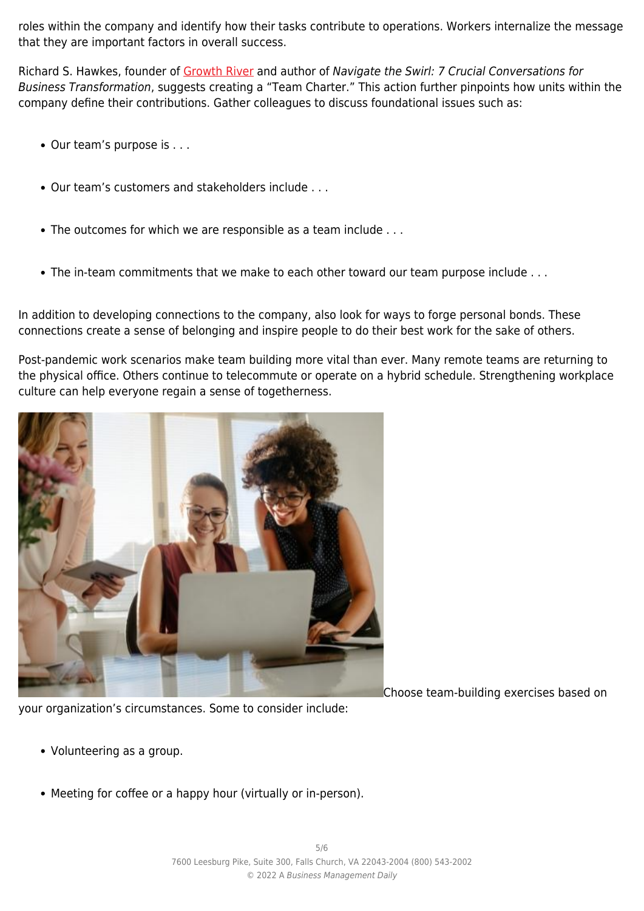roles within the company and identify how their tasks contribute to operations. Workers internalize the message that they are important factors in overall success.

Richard S. Hawkes, founder of Growth River and author of *Navigate the Swirl: 7 Crucial Conversations for Business Transformation*, suggests creating a "Team Charter." This action further pinpoints how units within the company define their contributions. Gather colleagues to discuss foundational issues such as:

- Our team's purpose is . . .
- Our team's customers and stakeholders include . . .
- The outcomes for which we are responsible as a team include . . .
- The in-team commitments that we make to each other toward our team purpose include . . .

In addition to developing connections to the company, also look for ways to forge personal bonds. These connections create a sense of belonging and inspire people to do their best work for the sake of others.

Post-pandemic work scenarios make team building more vital than ever. Many remote teams are returning to the physical office. Others continue to telecommute or operate on a hybrid schedule. Strengthening workplace culture can help everyone regain a sense of togetherness.

Choose team-building exercises based on your organization's circumstances. Some to consider include:

- Volunteering as a group.
- Meeting for coffee or a happy hour (virtually or in-person).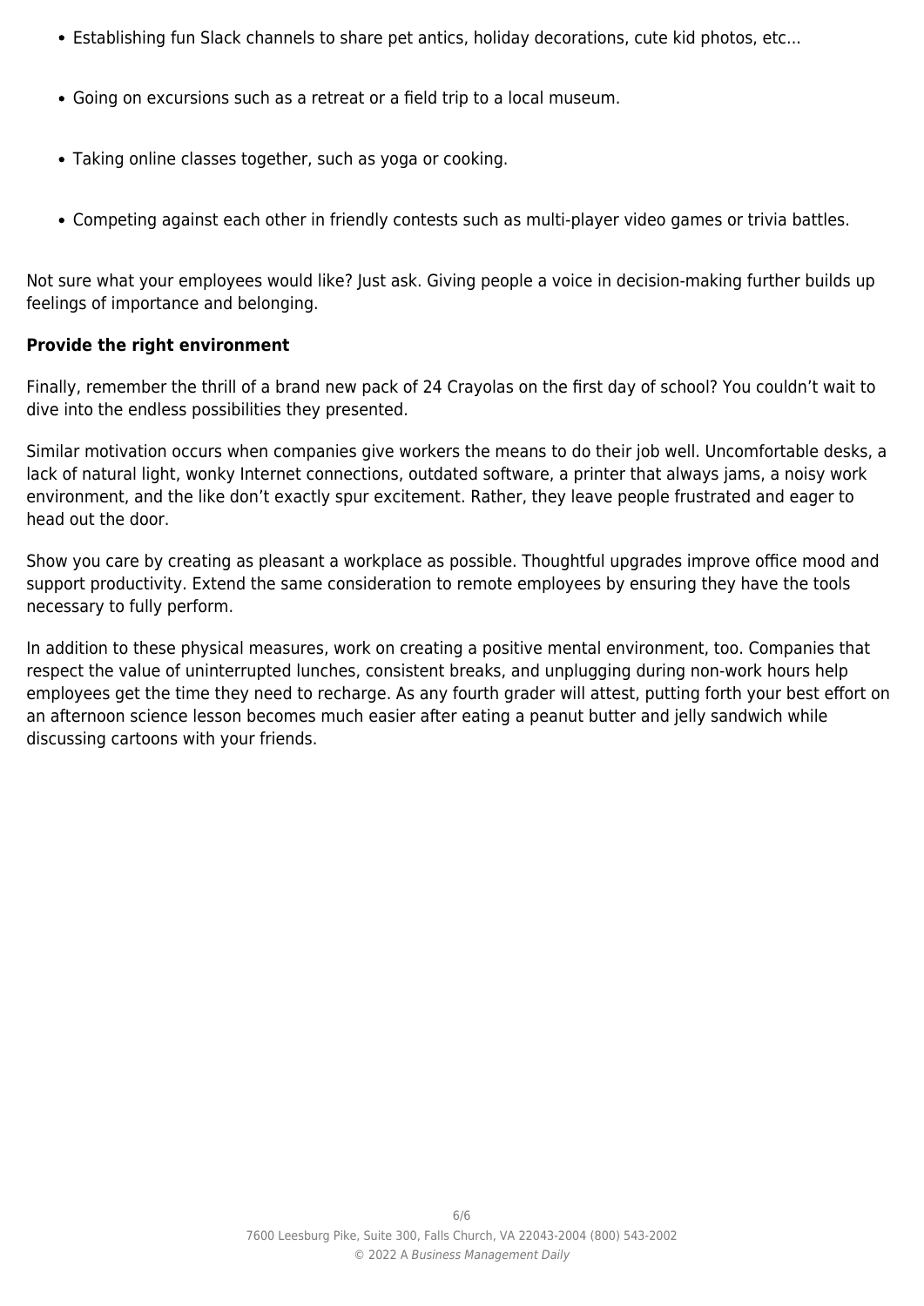- Establishing fun Slack channels to share pet antics, holiday decorations, cute kid photos, etc…
- Going on excursions such as a retreat or a field trip to a local museum.
- Taking online classes together, such as yoga or cooking.
- Competing against each other in friendly contests such as multi-player video games or trivia battles.

Not sure what your employees would like? Just ask. Giving people a voice in decision-making further builds up feelings of importance and belonging.

**Provide the right environment**

Finally, remember the thrill of a brand new pack of 24 Crayolas on the first day of school? You couldn't wait to dive into the endless possibilities they presented.

Similar motivation occurs when companies give workers the means to do their job well. Uncomfortable desks, a lack of natural light, wonky Internet connections, outdated software, a printer that always jams, a noisy work environment, and the like don't exactly spur excitement. Rather, they leave people frustrated and eager to head out the door.

Show you care by creating as pleasant a workplace as possible. Thoughtful upgrades improve office mood and support productivity. Extend the same consideration to remote employees by ensuring they have the tools necessary to fully perform.

In addition to these physical measures, work on creating a positive mental environment, too. Companies that respect the value of uninterrupted lunches, consistent breaks, and unplugging during non-work hours help employees get the time they need to recharge. As any fourth grader will attest, putting forth your best effort on an afternoon science lesson becomes much easier after eating a peanut butter and jelly sandwich while discussing cartoons with your friends.